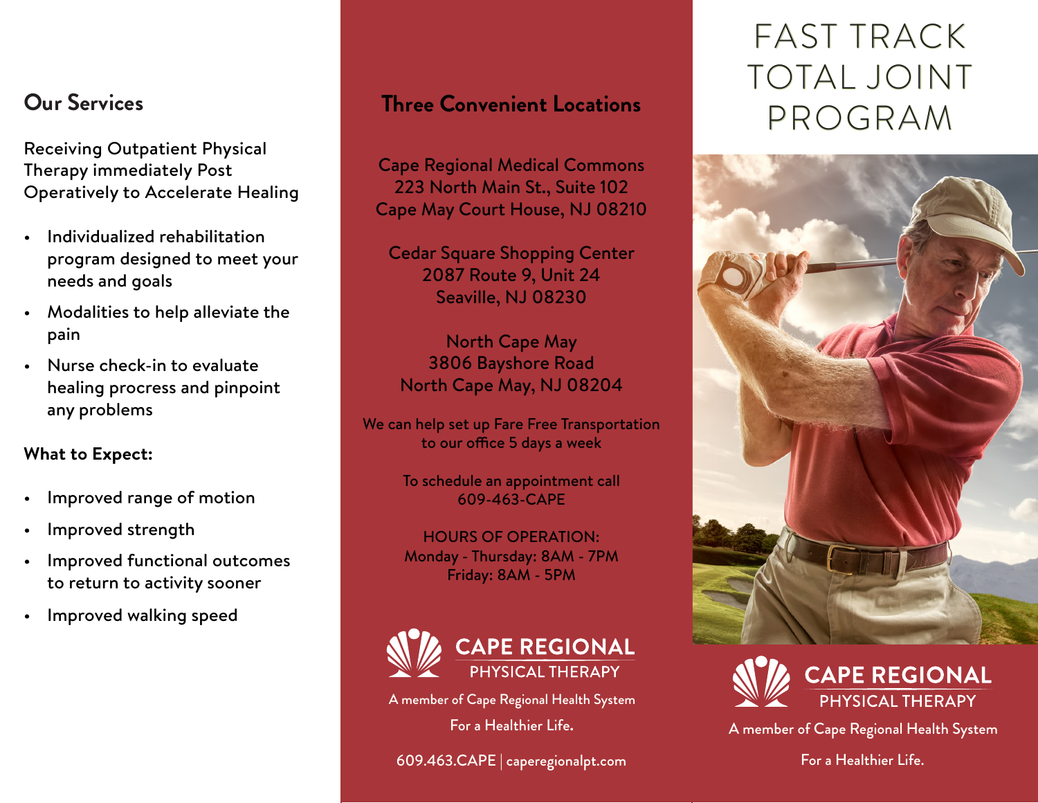## Our Services

Receiving Outpatient Physical Therapy immediately Post Operatively to Accelerate Healing

- Individualized rehabilitation program designed to meet your needs and goals
- Modalities to help alleviate the pain
- Nurse check-in to evaluate healing process and pinpoint any problems

**What to Expect:**

- Improved range of motion
- Improved strength
- Improved functional outcomes to return to activity sooner
- Improved walking speed

## Three Convenient Locations

Cape Regional Medical Commons
223 North Main St., Suite 102
Cape May Court House, NJ 08210

Cedar Square Shopping Center
2087 Route 9, Unit 24
Seaville, NJ 08230

North Cape May
3806 Bayshore Road
North Cape May, NJ 08204

We can help set up Fare Free Transportation to our office 5 days a week

To schedule an appointment call
609-463-CAPE

HOURS OF OPERATION:
Monday - Thursday: 8AM - 7PM
Friday: 8AM - 5PM

**CAPE REGIONAL**
PHYSICAL THERAPY

A member of Cape Regional Health System

For a Healthier Life.

609.463.CAPE | caperegionalpt.com

# FAST TRACK TOTAL JOINT PROGRAM

**CAPE REGIONAL**
PHYSICAL THERAPY

A member of Cape Regional Health System

For a Healthier Life.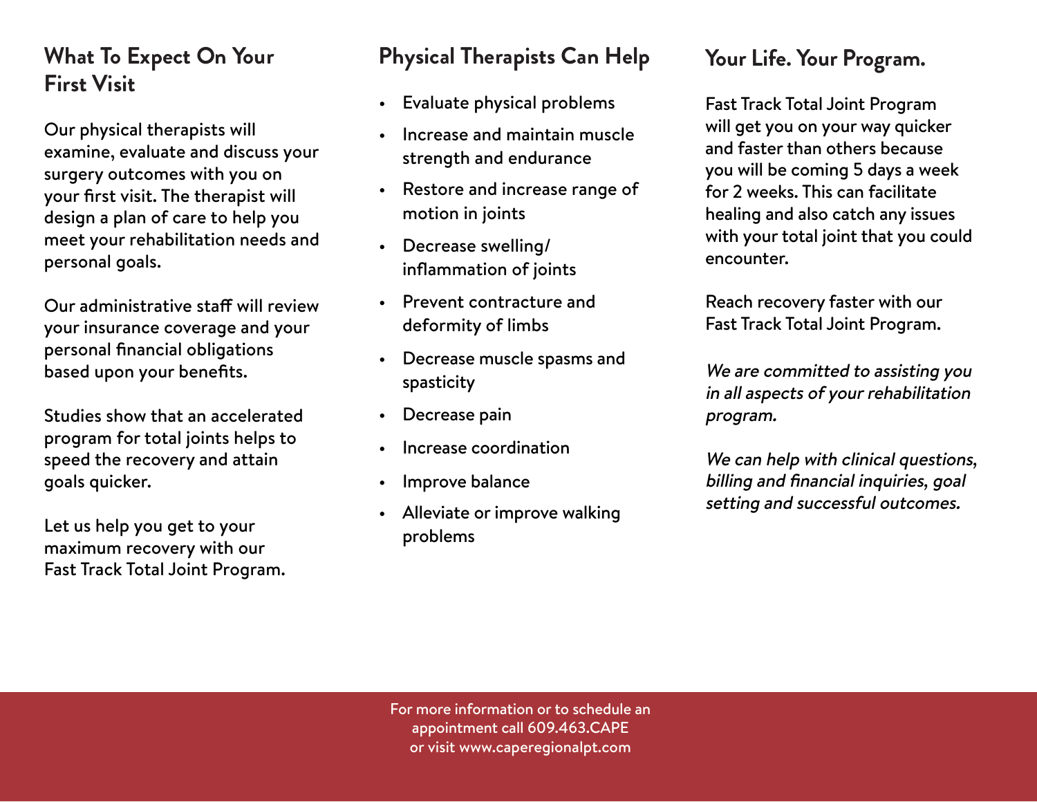## What To Expect On Your First Visit

Our physical therapists will examine, evaluate and discuss your surgery outcomes with you on your first visit. The therapist will design a plan of care to help you meet your rehabilitation needs and personal goals.

Our administrative staff will review your insurance coverage and your personal financial obligations based upon your benefits.

Studies show that an accelerated program for total joints helps to speed the recovery and attain goals quicker.

Let us help you get to your maximum recovery with our Fast Track Total Joint Program.

## Physical Therapists Can Help

- Evaluate physical problems
- Increase and maintain muscle strength and endurance
- Restore and increase range of motion in joints
- Decrease swelling/ inflammation of joints
- Prevent contracture and deformity of limbs
- Decrease muscle spasms and spasticity
- Decrease pain
- Increase coordination
- Improve balance
- Alleviate or improve walking problems

## Your Life. Your Program.

Fast Track Total Joint Program will get you on your way quicker and faster than others because you will be coming 5 days a week for 2 weeks. This can facilitate healing and also catch any issues with your total joint that you could encounter.

Reach recovery faster with our Fast Track Total Joint Program.

*We are committed to assisting you in all aspects of your rehabilitation program.*

*We can help with clinical questions, billing and financial inquiries, goal setting and successful outcomes.*

For more information or to schedule an appointment call 609.463.CAPE or visit www.caperegionalpt.com